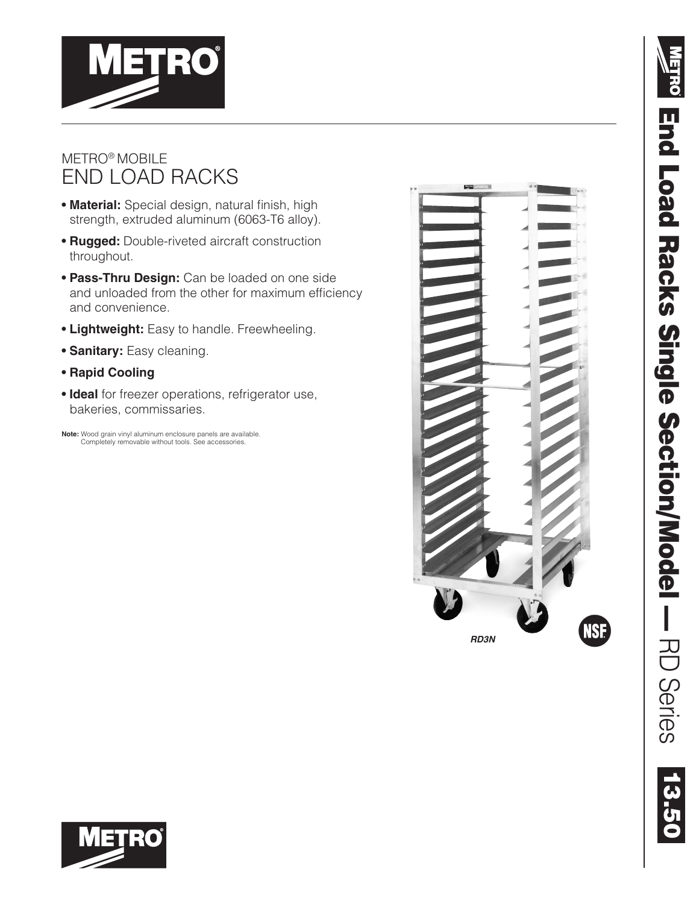# METRO® MOBILE END LOAD RACKS

- **Material:** Special design, natural finish, high strength, extruded aluminum (6063-T6 alloy).
- **Rugged:** Double-riveted aircraft construction throughout.
- **Pass-Thru Design:** Can be loaded on one side and unloaded from the other for maximum efficiency and convenience.
- **Lightweight:** Easy to handle. Freewheeling.
- **Sanitary:** Easy cleaning.
- **Rapid Cooling**
- **Ideal** for freezer operations, refrigerator use, bakeries, commissaries.

**Note:** Wood grain vinyl aluminum enclosure panels are available. Completely removable without tools. See accessories.

*RD3N*

**End Load Racks Single Section/Model —** RD Series

13.50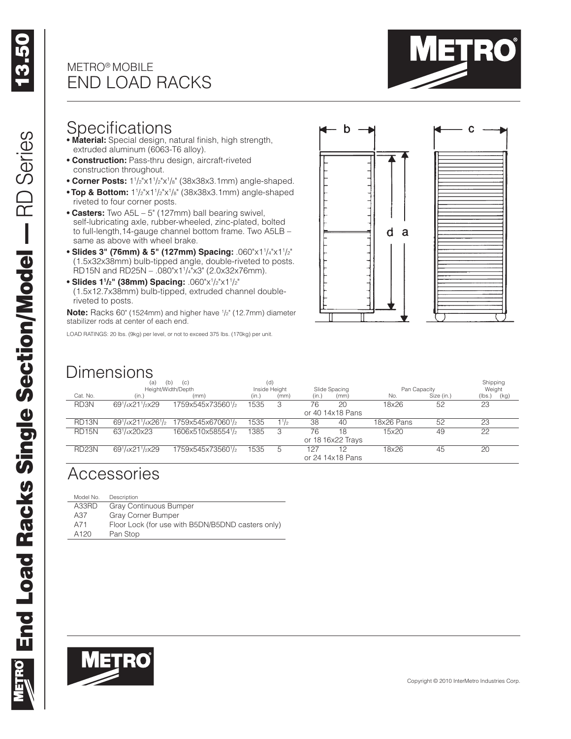METRO® MOBILE
# END LOAD RACKS

## Specifications

- **Material:** Special design, natural finish, high strength, extruded aluminum (6063-T6 alloy).
- **Construction:** Pass-thru design, aircraft-riveted construction throughout.
- **Corner Posts:** 1½"x1½"x⅛" (38x38x3.1mm) angle-shaped.
- **Top & Bottom:** 1½"x1½"x⅛" (38x38x3.1mm) angle-shaped riveted to four corner posts.
- **Casters:** Two A5L – 5" (127mm) ball bearing swivel, self-lubricating axle, rubber-wheeled, zinc-plated, bolted to full-length,14-gauge channel bottom frame. Two A5LB – same as above with wheel brake.
- **Slides 3" (76mm) & 5" (127mm) Spacing:** .060"x1¼"x1½" (1.5x32x38mm) bulb-tipped angle, double-riveted to posts. RD15N and RD25N – .080"x1¼"x3" (2.0x32x76mm).
- **Slides 1½" (38mm) Spacing:** .060"x½"x1½" (1.5x12.7x38mm) bulb-tipped, extruded channel double-riveted to posts.

**Note:** Racks 60" (1524mm) and higher have ½" (12.7mm) diameter stabilizer rods at center of each end.

LOAD RATINGS: 20 lbs. (9kg) per level, or not to exceed 375 lbs. (170kg) per unit.

b
c
d a

## Dimensions

| Cat. No. | (a) (b) (c) Height/Width/Depth (in.) | (mm) | (d) Inside Height (in.) | (mm) | Slide Spacing (in.) | (mm) | Pan Capacity No. | Size (in.) | Shipping Weight (lbs.) | (kg) |
|---|---|---|---|---|---|---|---|---|---|---|
| RD3N | 69¼x21½x29 | 1759x545x73560½ | 1535 | 3 | 76 | 20 or 40 14x18 Pans | 18x26 | 52 | 23 | |
| RD13N | 69¼x21¼x26½ | 1759x545x67060½ | 1535 | 1½ | 38 | 40 | 18x26 Pans | 52 | 23 | |
| RD15N | 63¼x20x23 | 1606x510x58554½ | 1385 | 3 | 76 | 18 or 18 16x22 Trays | 15x20 | 49 | 22 | |
| RD23N | 69¼x21½x29 | 1759x545x73560½ | 1535 | 5 | 127 | 12 or 24 14x18 Pans | 18x26 | 45 | 20 | |

## Accessories

| Model No. | Description |
|---|---|
| A33RD | Gray Continuous Bumper |
| A37 | Gray Corner Bumper |
| A71 | Floor Lock (for use with B5DN/B5DND casters only) |
| A120 | Pan Stop |

Copyright © 2010 InterMetro Industries Corp.